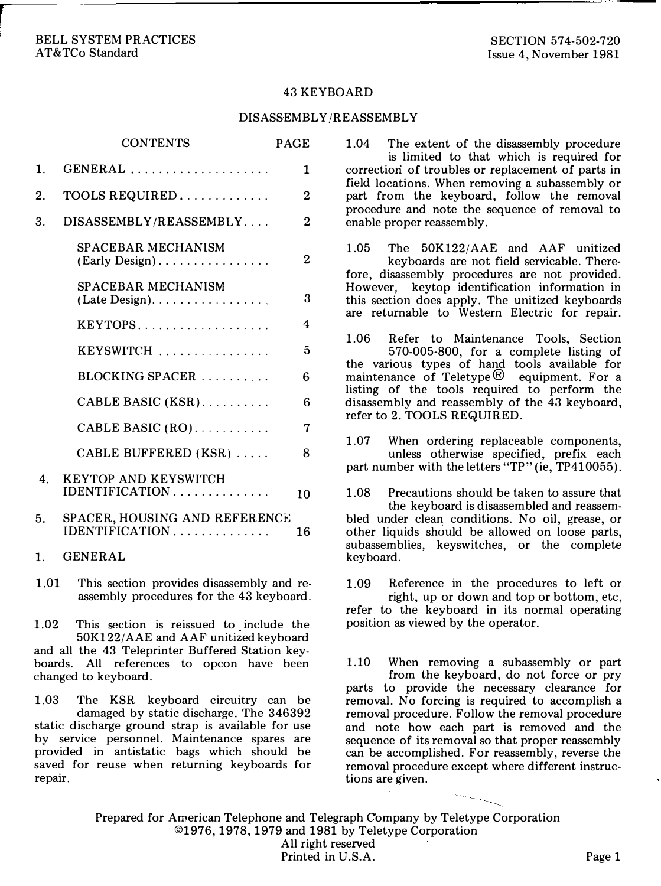BELL SYSTEM PRACTICES
AT&TCo Standard

SECTION 574-502-720
Issue 4, November 1981

# 43 KEYBOARD

## DISASSEMBLY/REASSEMBLY

| CONTENTS | PAGE |
|---|---|
| 1. GENERAL | 1 |
| 2. TOOLS REQUIRED | 2 |
| 3. DISASSEMBLY/REASSEMBLY | 2 |
| SPACEBAR MECHANISM (Early Design) | 2 |
| SPACEBAR MECHANISM (Late Design) | 3 |
| KEYTOPS | 4 |
| KEYSWITCH | 5 |
| BLOCKING SPACER | 6 |
| CABLE BASIC (KSR) | 6 |
| CABLE BASIC (RO) | 7 |
| CABLE BUFFERED (KSR) | 8 |
| 4. KEYTOP AND KEYSWITCH IDENTIFICATION | 10 |
| 5. SPACER, HOUSING AND REFERENCE IDENTIFICATION | 16 |

## 1. GENERAL

1.01 This section provides disassembly and reassembly procedures for the 43 keyboard.

1.02 This section is reissued to include the 50K122/AAE and AAF unitized keyboard and all the 43 Teleprinter Buffered Station keyboards. All references to opcon have been changed to keyboard.

1.03 The KSR keyboard circuitry can be damaged by static discharge. The 346392 static discharge ground strap is available for use by service personnel. Maintenance spares are provided in antistatic bags which should be saved for reuse when returning keyboards for repair.

1.04 The extent of the disassembly procedure is limited to that which is required for correction of troubles or replacement of parts in field locations. When removing a subassembly or part from the keyboard, follow the removal procedure and note the sequence of removal to enable proper reassembly.

1.05 The 50K122/AAE and AAF unitized keyboards are not field servicable. Therefore, disassembly procedures are not provided. However, keytop identification information in this section does apply. The unitized keyboards are returnable to Western Electric for repair.

1.06 Refer to Maintenance Tools, Section 570-005-800, for a complete listing of the various types of hand tools available for maintenance of Teletype® equipment. For a listing of the tools required to perform the disassembly and reassembly of the 43 keyboard, refer to 2. TOOLS REQUIRED.

1.07 When ordering replaceable components, unless otherwise specified, prefix each part number with the letters "TP" (ie, TP410055).

1.08 Precautions should be taken to assure that the keyboard is disassembled and reassembled under clean conditions. No oil, grease, or other liquids should be allowed on loose parts, subassemblies, keyswitches, or the complete keyboard.

1.09 Reference in the procedures to left or right, up or down and top or bottom, etc, refer to the keyboard in its normal operating position as viewed by the operator.

1.10 When removing a subassembly or part from the keyboard, do not force or pry parts to provide the necessary clearance for removal. No forcing is required to accomplish a removal procedure. Follow the removal procedure and note how each part is removed and the sequence of its removal so that proper reassembly can be accomplished. For reassembly, reverse the removal procedure except where different instructions are given.

Prepared for American Telephone and Telegraph Company by Teletype Corporation
©1976, 1978, 1979 and 1981 by Teletype Corporation
All right reserved
Printed in U.S.A.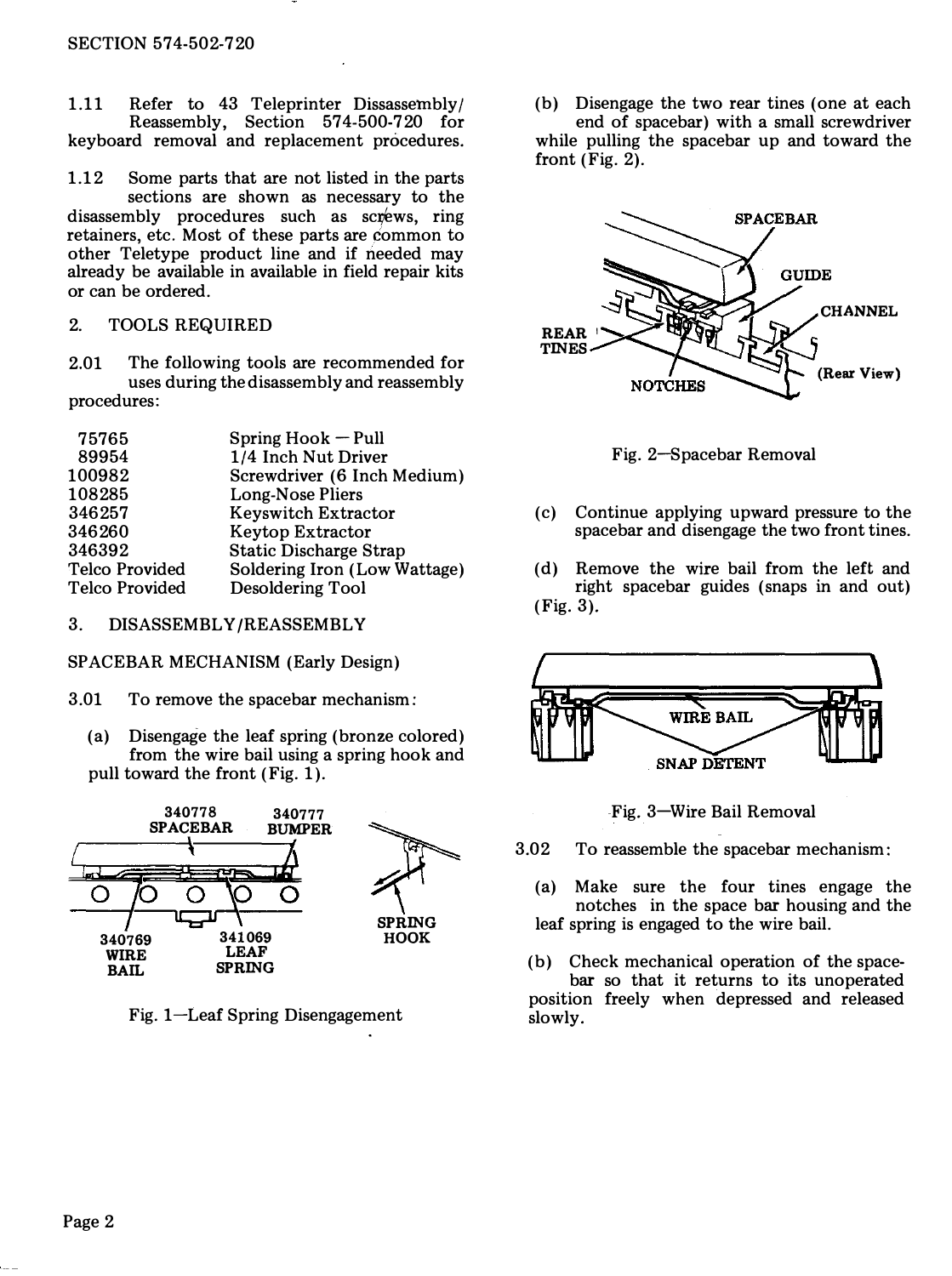1.11 Refer to 43 Teleprinter Dissassembly/Reassembly, Section 574-500-720 for keyboard removal and replacement procedures.

1.12 Some parts that are not listed in the parts sections are shown as necessary to the disassembly procedures such as screws, ring retainers, etc. Most of these parts are common to other Teletype product line and if needed may already be available in available in field repair kits or can be ordered.

## 2. TOOLS REQUIRED

2.01 The following tools are recommended for uses during the disassembly and reassembly procedures:

| | |
|---|---|
| 75765 | Spring Hook — Pull |
| 89954 | 1/4 Inch Nut Driver |
| 100982 | Screwdriver (6 Inch Medium) |
| 108285 | Long-Nose Pliers |
| 346257 | Keyswitch Extractor |
| 346260 | Keytop Extractor |
| 346392 | Static Discharge Strap |
| Telco Provided | Soldering Iron (Low Wattage) |
| Telco Provided | Desoldering Tool |

## 3. DISASSEMBLY/REASSEMBLY

### SPACEBAR MECHANISM (Early Design)

3.01 To remove the spacebar mechanism:

(a) Disengage the leaf spring (bronze colored) from the wire bail using a spring hook and pull toward the front (Fig. 1).

340778 SPACEBAR
340777 BUMPER
340769 WIRE BAIL
341069 LEAF SPRING
SPRING HOOK

Fig. 1—Leaf Spring Disengagement

(b) Disengage the two rear tines (one at each end of spacebar) with a small screwdriver while pulling the spacebar up and toward the front (Fig. 2).

SPACEBAR
GUIDE
CHANNEL
REAR TINES
NOTCHES
(Rear View)

Fig. 2—Spacebar Removal

(c) Continue applying upward pressure to the spacebar and disengage the two front tines.

(d) Remove the wire bail from the left and right spacebar guides (snaps in and out) (Fig. 3).

WIRE BAIL
SNAP DETENT

Fig. 3—Wire Bail Removal

3.02 To reassemble the spacebar mechanism:

(a) Make sure the four tines engage the notches in the space bar housing and the leaf spring is engaged to the wire bail.

(b) Check mechanical operation of the spacebar so that it returns to its unoperated position freely when depressed and released slowly.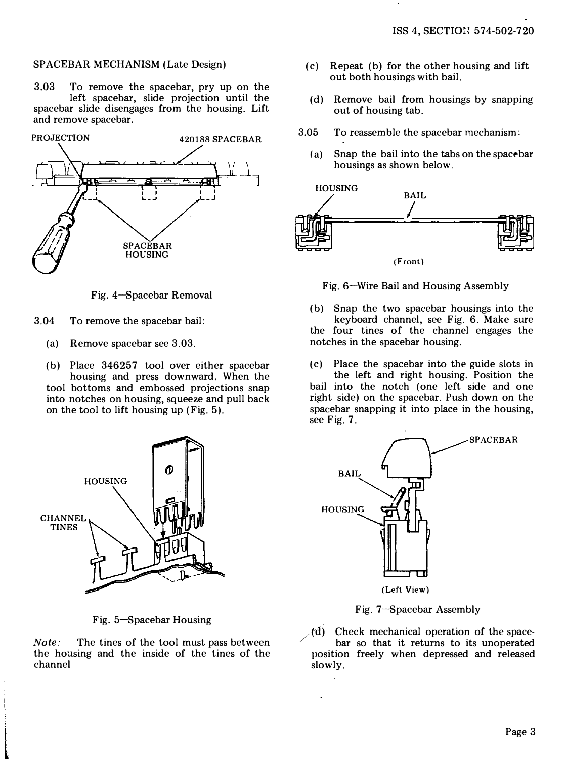## SPACEBAR MECHANISM (Late Design)

3.03 To remove the spacebar, pry up on the left spacebar, slide projection until the spacebar slide disengages from the housing. Lift and remove spacebar.

PROJECTION

420188 SPACEBAR

SPACEBAR HOUSING

Fig. 4—Spacebar Removal

3.04 To remove the spacebar bail:

(a) Remove spacebar see 3.03.

(b) Place 346257 tool over either spacebar housing and press downward. When the tool bottoms and embossed projections snap into notches on housing, squeeze and pull back on the tool to lift housing up (Fig. 5).

HOUSING

CHANNEL TINES

Fig. 5—Spacebar Housing

*Note:* The tines of the tool must pass between the housing and the inside of the tines of the channel

(c) Repeat (b) for the other housing and lift out both housings with bail.

(d) Remove bail from housings by snapping out of housing tab.

3.05 To reassemble the spacebar mechanism:

(a) Snap the bail into the tabs on the spacebar housings as shown below.

HOUSING

BAIL

(Front)

Fig. 6—Wire Bail and Housing Assembly

(b) Snap the two spacebar housings into the keyboard channel, see Fig. 6. Make sure the four tines of the channel engages the notches in the spacebar housing.

(c) Place the spacebar into the guide slots in the left and right housing. Position the bail into the notch (one left side and one right side) on the spacebar. Push down on the spacebar snapping it into place in the housing, see Fig. 7.

SPACEBAR

BAIL

HOUSING

(Left View)

Fig. 7—Spacebar Assembly

(d) Check mechanical operation of the spacebar so that it returns to its unoperated position freely when depressed and released slowly.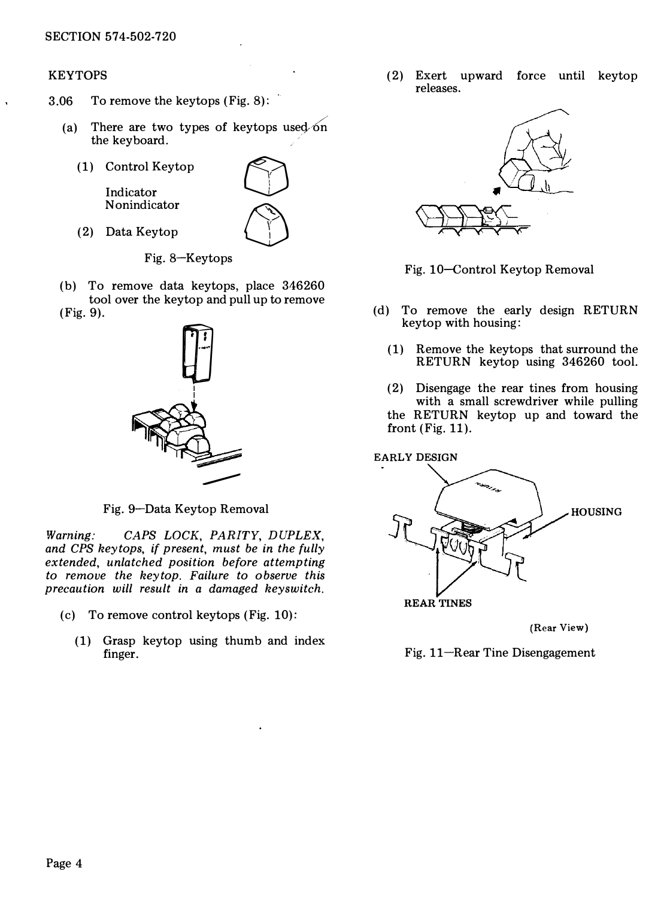## KEYTOPS

3.06 To remove the keytops (Fig. 8):

(a) There are two types of keytops used on the keyboard.

(1) Control Keytop

Indicator
Nonindicator

(2) Data Keytop

Fig. 8—Keytops

(b) To remove data keytops, place 346260 tool over the keytop and pull up to remove (Fig. 9).

Fig. 9—Data Keytop Removal

*Warning: CAPS LOCK, PARITY, DUPLEX, and CPS keytops, if present, must be in the fully extended, unlatched position before attempting to remove the keytop. Failure to observe this precaution will result in a damaged keyswitch.*

(c) To remove control keytops (Fig. 10):

(1) Grasp keytop using thumb and index finger.

(2) Exert upward force until keytop releases.

Fig. 10—Control Keytop Removal

(d) To remove the early design RETURN keytop with housing:

(1) Remove the keytops that surround the RETURN keytop using 346260 tool.

(2) Disengage the rear tines from housing with a small screwdriver while pulling the RETURN keytop up and toward the front (Fig. 11).

EARLY DESIGN

HOUSING

REAR TINES

(Rear View)

Fig. 11—Rear Tine Disengagement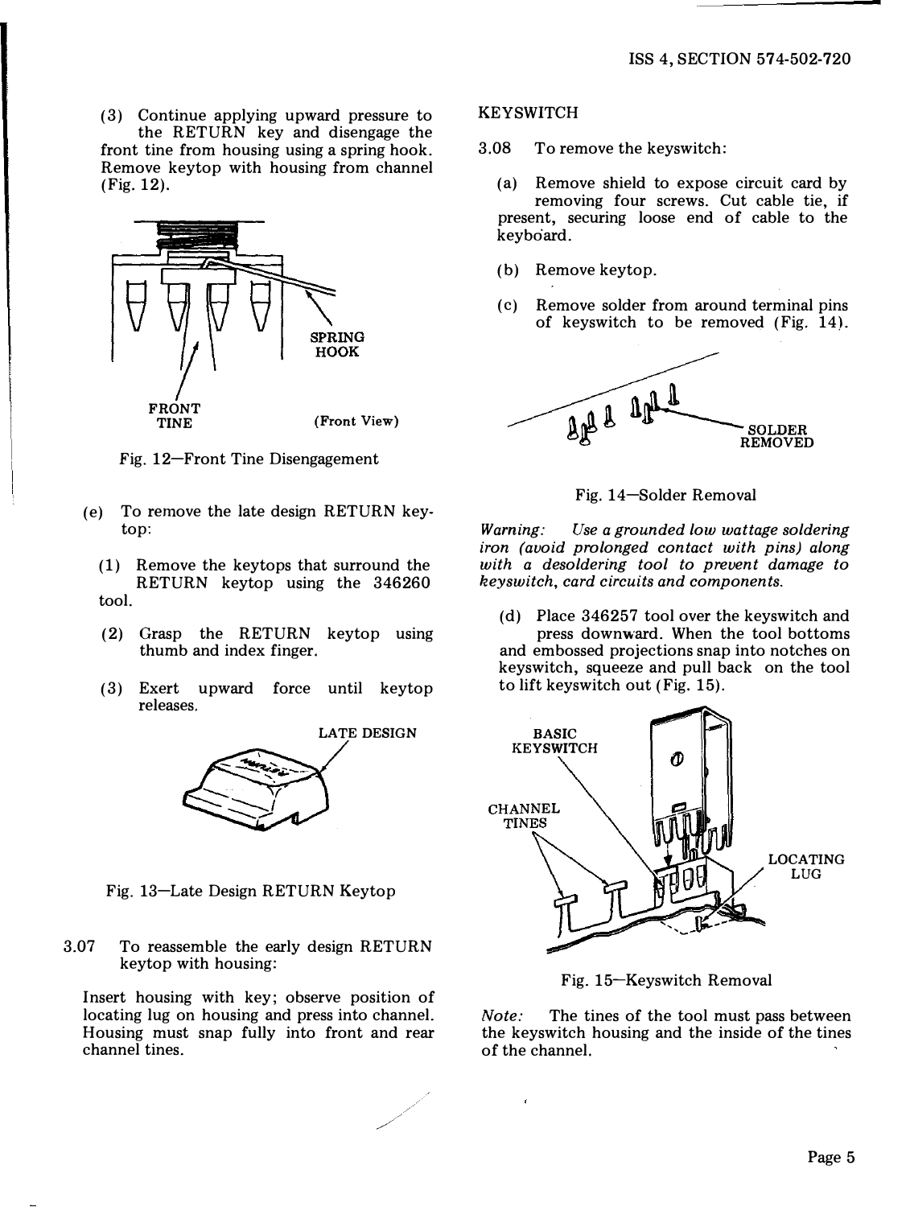(3) Continue applying upward pressure to the RETURN key and disengage the front tine from housing using a spring hook. Remove keytop with housing from channel (Fig. 12).

Fig. 12—Front Tine Disengagement

(e) To remove the late design RETURN keytop:

(1) Remove the keytops that surround the RETURN keytop using the 346260 tool.

(2) Grasp the RETURN keytop using thumb and index finger.

(3) Exert upward force until keytop releases.

Fig. 13—Late Design RETURN Keytop

3.07 To reassemble the early design RETURN keytop with housing:

Insert housing with key; observe position of locating lug on housing and press into channel. Housing must snap fully into front and rear channel tines.

KEYSWITCH

3.08 To remove the keyswitch:

(a) Remove shield to expose circuit card by removing four screws. Cut cable tie, if present, securing loose end of cable to the keyboard.

(b) Remove keytop.

(c) Remove solder from around terminal pins of keyswitch to be removed (Fig. 14).

Fig. 14—Solder Removal

*Warning: Use a grounded low wattage soldering iron (avoid prolonged contact with pins) along with a desoldering tool to prevent damage to keyswitch, card circuits and components.*

(d) Place 346257 tool over the keyswitch and press downward. When the tool bottoms and embossed projections snap into notches on keyswitch, squeeze and pull back on the tool to lift keyswitch out (Fig. 15).

Fig. 15—Keyswitch Removal

*Note:* The tines of the tool must pass between the keyswitch housing and the inside of the tines of the channel.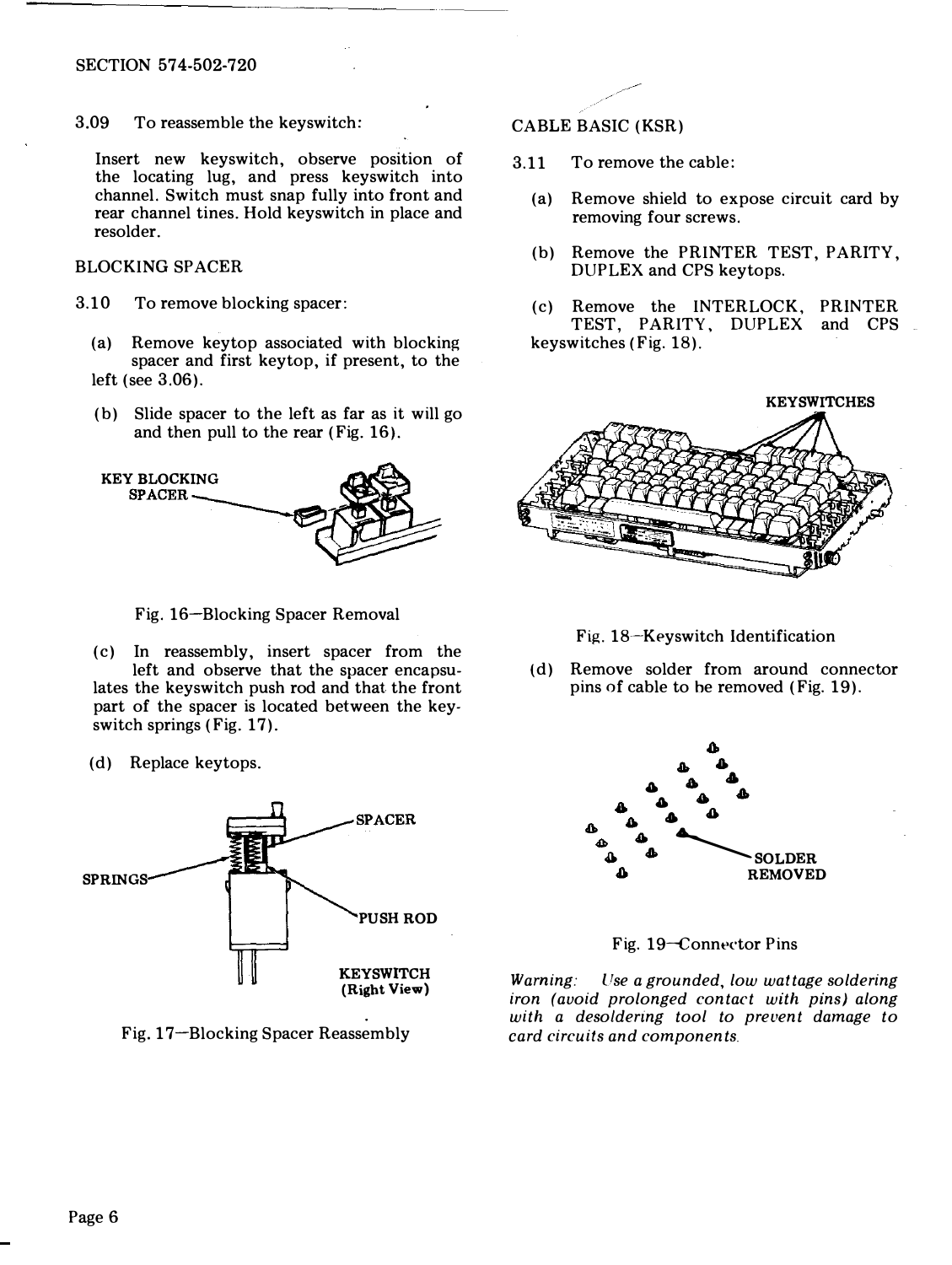3.09 To reassemble the keyswitch:

Insert new keyswitch, observe position of the locating lug, and press keyswitch into channel. Switch must snap fully into front and rear channel tines. Hold keyswitch in place and resolder.

## BLOCKING SPACER

3.10 To remove blocking spacer:

(a) Remove keytop associated with blocking spacer and first keytop, if present, to the left (see 3.06).

(b) Slide spacer to the left as far as it will go and then pull to the rear (Fig. 16).

Fig. 16—Blocking Spacer Removal

(c) In reassembly, insert spacer from the left and observe that the spacer encapsulates the keyswitch push rod and that the front part of the spacer is located between the keyswitch springs (Fig. 17).

(d) Replace keytops.

Fig. 17—Blocking Spacer Reassembly

## CABLE BASIC (KSR)

3.11 To remove the cable:

(a) Remove shield to expose circuit card by removing four screws.

(b) Remove the PRINTER TEST, PARITY, DUPLEX and CPS keytops.

(c) Remove the INTERLOCK, PRINTER TEST, PARITY, DUPLEX and CPS keyswitches (Fig. 18).

Fig. 18—Keyswitch Identification

(d) Remove solder from around connector pins of cable to be removed (Fig. 19).

Fig. 19—Connector Pins

*Warning: Use a grounded, low wattage soldering iron (avoid prolonged contact with pins) along with a desoldering tool to prevent damage to card circuits and components.*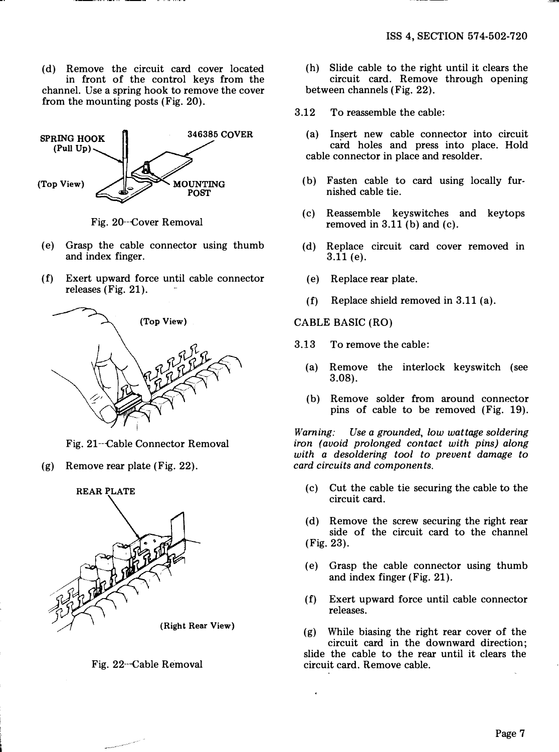(d) Remove the circuit card cover located in front of the control keys from the channel. Use a spring hook to remove the cover from the mounting posts (Fig. 20).

SPRING HOOK (Pull Up)

346385 COVER

(Top View)

MOUNTING POST

Fig. 20--Cover Removal

(e) Grasp the cable connector using thumb and index finger.

(f) Exert upward force until cable connector releases (Fig. 21).

(Top View)

Fig. 21--Cable Connector Removal

(g) Remove rear plate (Fig. 22).

REAR PLATE

(Right Rear View)

Fig. 22--Cable Removal

(h) Slide cable to the right until it clears the circuit card. Remove through opening between channels (Fig. 22).

3.12 To reassemble the cable:

(a) Insert new cable connector into circuit card holes and press into place. Hold cable connector in place and resolder.

(b) Fasten cable to card using locally furnished cable tie.

(c) Reassemble keyswitches and keytops removed in 3.11 (b) and (c).

(d) Replace circuit card cover removed in 3.11 (e).

(e) Replace rear plate.

(f) Replace shield removed in 3.11 (a).

CABLE BASIC (RO)

3.13 To remove the cable:

(a) Remove the interlock keyswitch (see 3.08).

(b) Remove solder from around connector pins of cable to be removed (Fig. 19).

*Warning: Use a grounded, low wattage soldering iron (avoid prolonged contact with pins) along with a desoldering tool to prevent damage to card circuits and components.*

(c) Cut the cable tie securing the cable to the circuit card.

(d) Remove the screw securing the right rear side of the circuit card to the channel (Fig. 23).

(e) Grasp the cable connector using thumb and index finger (Fig. 21).

(f) Exert upward force until cable connector releases.

(g) While biasing the right rear cover of the circuit card in the downward direction; slide the cable to the rear until it clears the circuit card. Remove cable.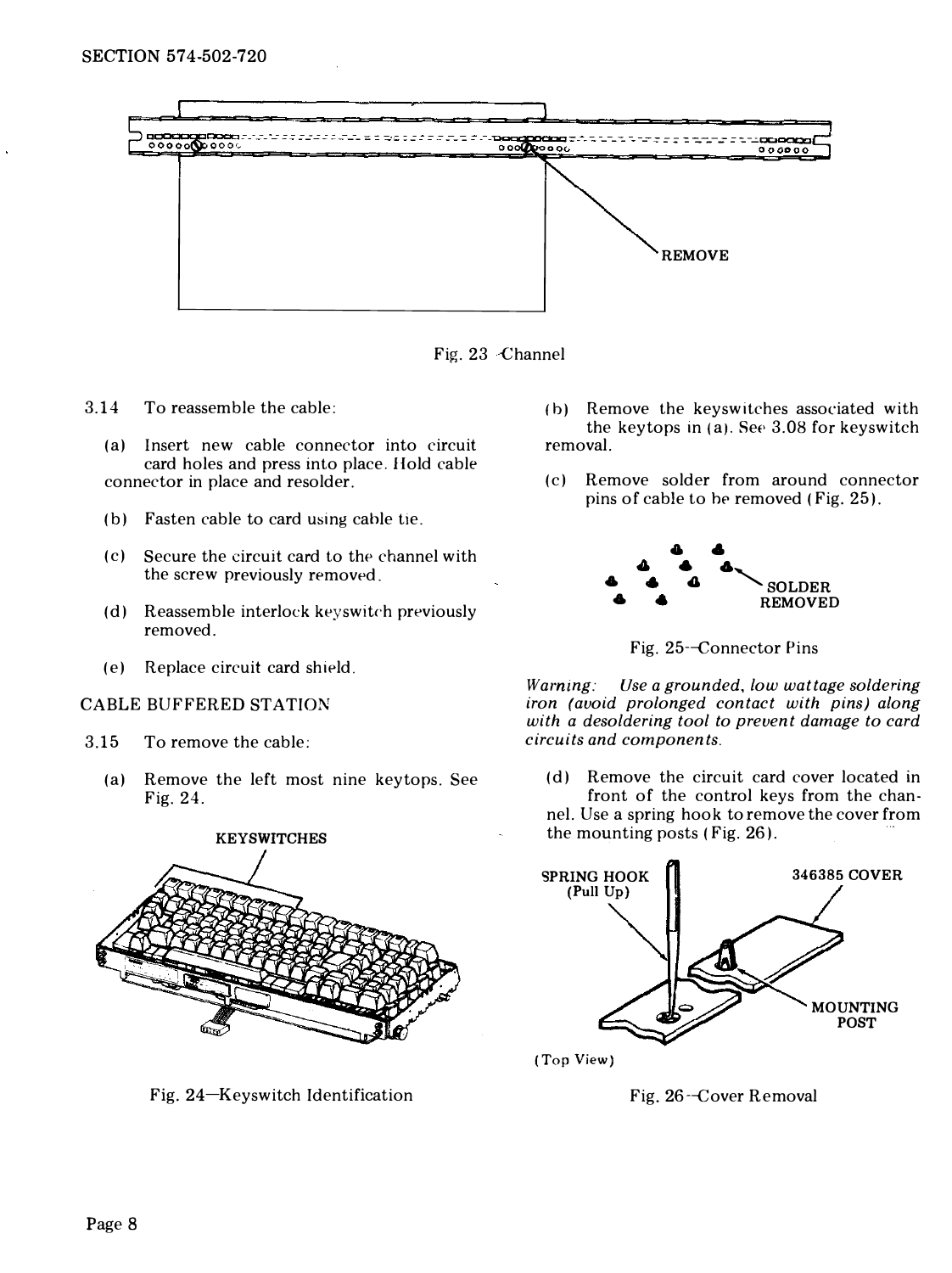REMOVE

Fig. 23—Channel

3.14 To reassemble the cable:

(a) Insert new cable connector into circuit card holes and press into place. Hold cable connector in place and resolder.

(b) Fasten cable to card using cable tie.

(c) Secure the circuit card to the channel with the screw previously removed.

(d) Reassemble interlock keyswitch previously removed.

(e) Replace circuit card shield.

CABLE BUFFERED STATION

3.15 To remove the cable:

(a) Remove the left most nine keytops. See Fig. 24.

KEYSWITCHES

Fig. 24—Keyswitch Identification

(b) Remove the keyswitches associated with the keytops in (a). See 3.08 for keyswitch removal.

(c) Remove solder from around connector pins of cable to be removed (Fig. 25).

SOLDER REMOVED

Fig. 25—Connector Pins

*Warning: Use a grounded, low wattage soldering iron (avoid prolonged contact with pins) along with a desoldering tool to prevent damage to card circuits and components.*

(d) Remove the circuit card cover located in front of the control keys from the channel. Use a spring hook to remove the cover from the mounting posts (Fig. 26).

SPRING HOOK (Pull Up)

346385 COVER

MOUNTING POST

(Top View)

Fig. 26—Cover Removal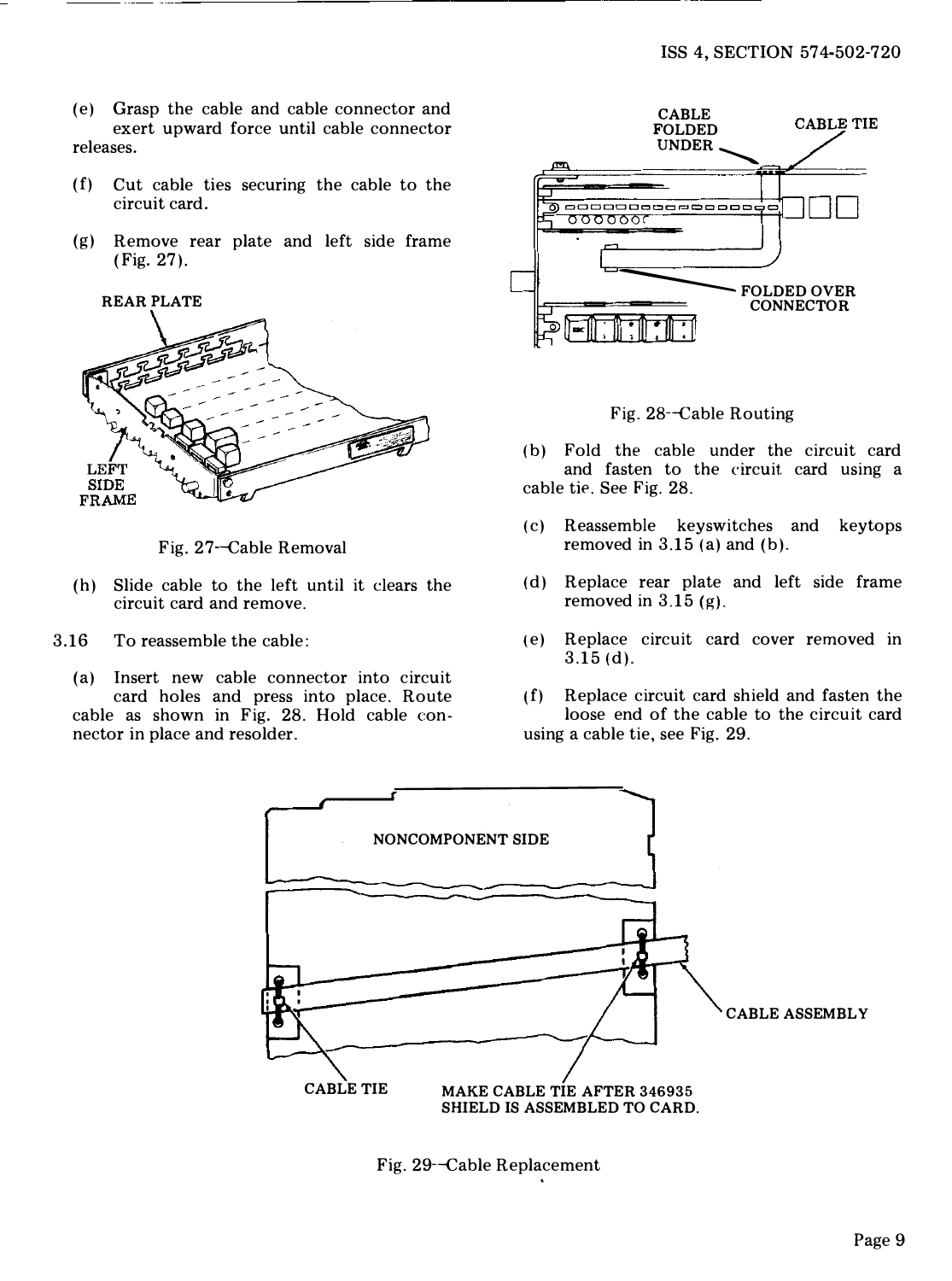(e) Grasp the cable and cable connector and exert upward force until cable connector releases.

(f) Cut cable ties securing the cable to the circuit card.

(g) Remove rear plate and left side frame (Fig. 27).

Fig. 27--Cable Removal

(h) Slide cable to the left until it clears the circuit card and remove.

3.16 To reassemble the cable:

(a) Insert new cable connector into circuit card holes and press into place. Route cable as shown in Fig. 28. Hold cable connector in place and resolder.

Fig. 28--Cable Routing

(b) Fold the cable under the circuit card and fasten to the circuit card using a cable tie. See Fig. 28.

(c) Reassemble keyswitches and keytops removed in 3.15 (a) and (b).

(d) Replace rear plate and left side frame removed in 3.15 (g).

(e) Replace circuit card cover removed in 3.15 (d).

(f) Replace circuit card shield and fasten the loose end of the cable to the circuit card using a cable tie, see Fig. 29.

Fig. 29--Cable Replacement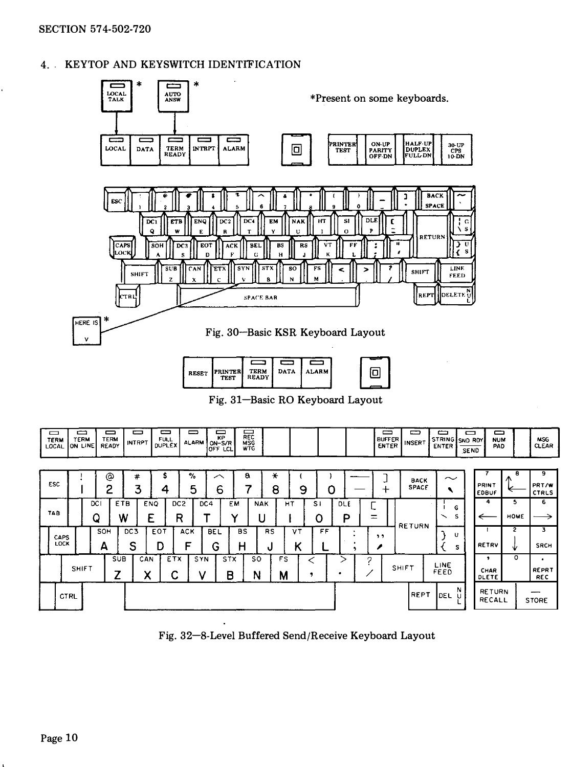## 4. KEYTOP AND KEYSWITCH IDENTIFICATION

*Present on some keyboards.

Fig. 30—Basic KSR Keyboard Layout

Fig. 31—Basic RO Keyboard Layout

Fig. 32—8-Level Buffered Send/Receive Keyboard Layout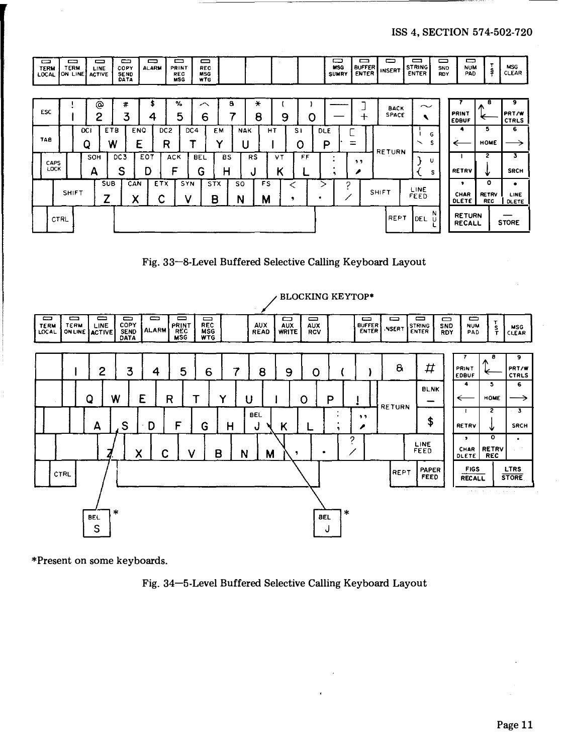Fig. 33—8-Level Buffered Selective Calling Keyboard Layout

*Present on some keyboards.

Fig. 34—5-Level Buffered Selective Calling Keyboard Layout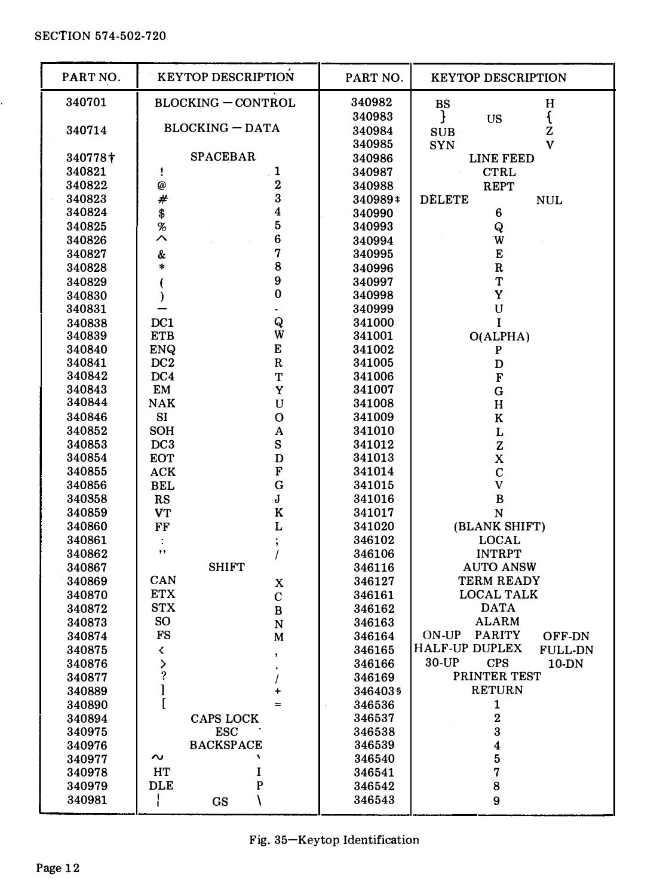| PART NO. | KEYTOP DESCRIPTION | PART NO. | KEYTOP DESCRIPTION |
|---|---|---|---|
| 340701 | BLOCKING — CONTROL | 340982 | BS H |
| | | 340983 | } US { |
| 340714 | BLOCKING — DATA | 340984 | SUB Z |
| | | 340985 | SYN V |
| 340778† | SPACEBAR | 340986 | LINE FEED |
| 340821 | ! 1 | 340987 | CTRL |
| 340822 | @ 2 | 340988 | REPT |
| 340823 | # 3 | 340989‡ | DELETE NUL |
| 340824 | $ 4 | 340990 | 6 |
| 340825 | % 5 | 340993 | Q |
| 340826 | ^ 6 | 340994 | W |
| 340827 | & 7 | 340995 | E |
| 340828 | * 8 | 340996 | R |
| 340829 | ( 9 | 340997 | T |
| 340830 | ) 0 | 340998 | Y |
| 340831 | — . | 340999 | U |
| 340838 | DC1 Q | 341000 | I |
| 340839 | ETB W | 341001 | O(ALPHA) |
| 340840 | ENQ E | 341002 | P |
| 340841 | DC2 R | 341005 | D |
| 340842 | DC4 T | 341006 | F |
| 340843 | EM Y | 341007 | G |
| 340844 | NAK U | 341008 | H |
| 340846 | SI O | 341009 | K |
| 340852 | SOH A | 341010 | L |
| 340853 | DC3 S | 341012 | Z |
| 340854 | EOT D | 341013 | X |
| 340855 | ACK F | 341014 | C |
| 340856 | BEL G | 341015 | V |
| 340858 | RS J | 341016 | B |
| 340859 | VT K | 341017 | N |
| 340860 | FF L | 341020 | (BLANK SHIFT) |
| 340861 | : ; | 346102 | LOCAL |
| 340862 | " / | 346106 | INTRPT |
| 340867 | SHIFT | 346116 | AUTO ANSW |
| 340869 | CAN X | 346127 | TERM READY |
| 340870 | ETX C | 346161 | LOCAL TALK |
| 340872 | STX B | 346162 | DATA |
| 340873 | SO N | 346163 | ALARM |
| 340874 | FS M | 346164 | ON-UP PARITY OFF-DN |
| 340875 | < , | 346165 | HALF-UP DUPLEX FULL-DN |
| 340876 | > . | 346166 | 30-UP CPS 10-DN |
| 340877 | ? / | 346169 | PRINTER TEST |
| 340889 | ] + | 346403§ | RETURN |
| 340890 | [ = | 346536 | 1 |
| 340894 | CAPS LOCK | 346537 | 2 |
| 340975 | ESC | 346538 | 3 |
| 340976 | BACKSPACE | 346539 | 4 |
| 340977 | ~ ` | 346540 | 5 |
| 340978 | HT I | 346541 | 7 |
| 340979 | DLE P | 346542 | 8 |
| 340981 | ¦ GS \ | 346543 | 9 |

Fig. 35—Keytop Identification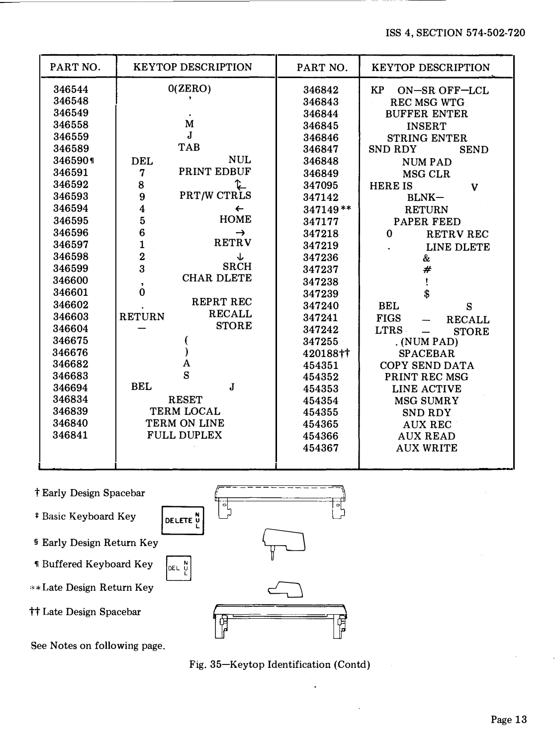| PART NO. | KEYTOP DESCRIPTION | PART NO. | KEYTOP DESCRIPTION |
|---|---|---|---|
| 346544 | 0(ZERO) | 346842 | KP ON—SR OFF—LCL |
| 346548 | ' | 346843 | REC MSG WTG |
| 346549 | . | 346844 | BUFFER ENTER |
| 346558 | M | 346845 | INSERT |
| 346559 | J | 346846 | STRING ENTER |
| 346589 | TAB | 346847 | SND RDY SEND |
| 346590¶ | DEL NUL | 346848 | NUM PAD |
| 346591 | 7 PRINT EDBUF | 346849 | MSG CLR |
| 346592 | 8 ↰ | 347095 | HERE IS V |
| 346593 | 9 PRT/W CTRLS | 347142 | BLNK— |
| 346594 | 4 ← | 347149** | RETURN |
| 346595 | 5 HOME | 347177 | PAPER FEED |
| 346596 | 6 → | 347218 | 0 RETRV REC |
| 346597 | 1 RETRV | 347219 | . LINE DLETE |
| 346598 | 2 ↓ | 347236 | & |
| 346599 | 3 SRCH | 347237 | # |
| 346600 | , CHAR DLETE | 347238 | ! |
| 346601 | 0 | 347239 | $ |
| 346602 | . REPRT REC | 347240 | BEL S |
| 346603 | RETURN RECALL | 347241 | FIGS — RECALL |
| 346604 | — STORE | 347242 | LTRS — STORE |
| 346675 | ( | 347255 | . (NUM PAD) |
| 346676 | ) | 420188†† | SPACEBAR |
| 346682 | A | 454351 | COPY SEND DATA |
| 346683 | S | 454352 | PRINT REC MSG |
| 346694 | BEL J | 454353 | LINE ACTIVE |
| 346834 | RESET | 454354 | MSG SUMRY |
| 346839 | TERM LOCAL | 454355 | SND RDY |
| 346840 | TERM ON LINE | 454365 | AUX REC |
| 346841 | FULL DUPLEX | 454366 | AUX READ |
| | | 454367 | AUX WRITE |

† Early Design Spacebar

‡ Basic Keyboard Key (DELETE NUL)

§ Early Design Return Key

¶ Buffered Keyboard Key (DEL NUL)

** Late Design Return Key

†† Late Design Spacebar

See Notes on following page.

Fig. 35—Keytop Identification (Contd)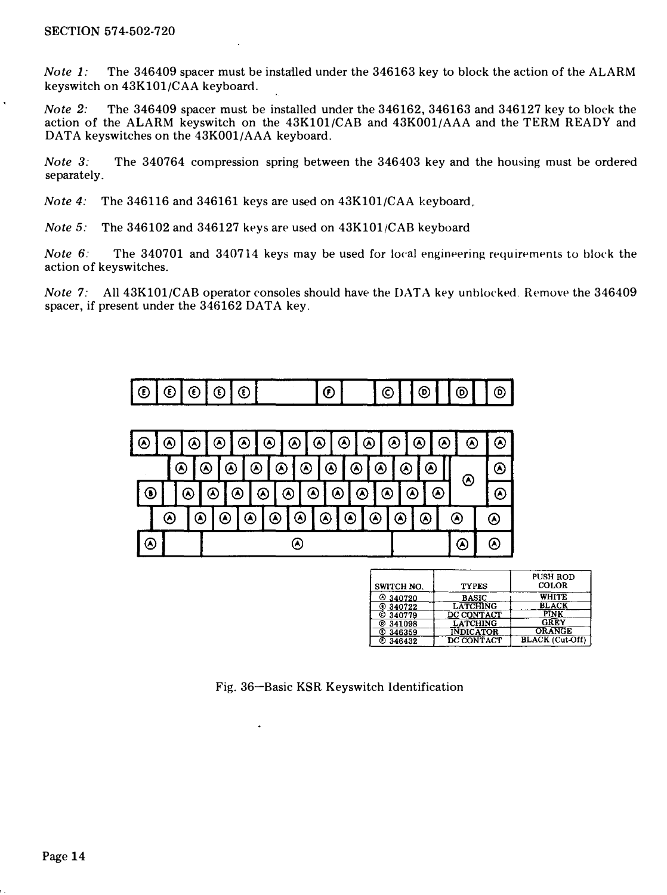*Note 1:* The 346409 spacer must be installed under the 346163 key to block the action of the ALARM keyswitch on 43K101/CAA keyboard.

*Note 2:* The 346409 spacer must be installed under the 346162, 346163 and 346127 key to block the action of the ALARM keyswitch on the 43K101/CAB and 43K001/AAA and the TERM READY and DATA keyswitches on the 43K001/AAA keyboard.

*Note 3:* The 340764 compression spring between the 346403 key and the housing must be ordered separately.

*Note 4:* The 346116 and 346161 keys are used on 43K101/CAA keyboard.

*Note 5:* The 346102 and 346127 keys are used on 43K101/CAB keyboard

*Note 6:* The 340701 and 340714 keys may be used for local engineering requirements to block the action of keyswitches.

*Note 7:* All 43K101/CAB operator consoles should have the DATA key unblocked. Remove the 346409 spacer, if present under the 346162 DATA key.

| SWITCH NO. | TYPES | PUSH ROD COLOR |
|---|---|---|
| Ⓐ 340720 | BASIC | WHITE |
| Ⓑ 340722 | LATCHING | BLACK |
| Ⓒ 340779 | DC CONTACT | PINK |
| Ⓓ 341098 | LATCHING | GREY |
| Ⓔ 346359 | INDICATOR | ORANGE |
| Ⓕ 346432 | DC CONTACT | BLACK (Cut-Off) |

Fig. 36—Basic KSR Keyswitch Identification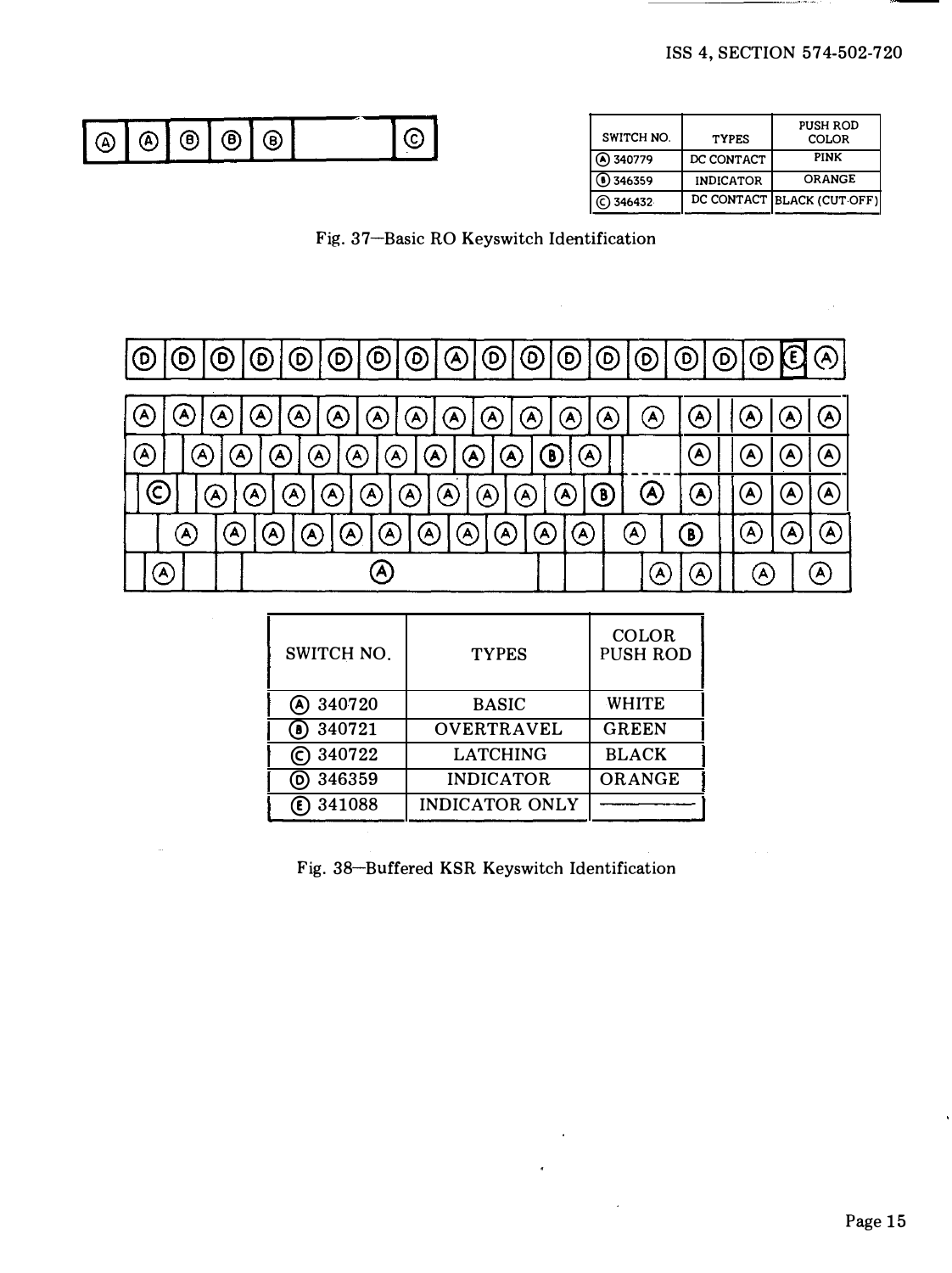| Ⓐ | Ⓐ | Ⓑ | Ⓑ | Ⓑ | | Ⓒ |
|---|---|---|---|---|---|---|

| SWITCH NO. | TYPES | PUSH ROD COLOR |
|---|---|---|
| Ⓐ 340779 | DC CONTACT | PINK |
| Ⓑ 346359 | INDICATOR | ORANGE |
| Ⓒ 346432 | DC CONTACT | BLACK (CUT-OFF) |

Fig. 37—Basic RO Keyswitch Identification

| SWITCH NO. | TYPES | COLOR PUSH ROD |
|---|---|---|
| Ⓐ 340720 | BASIC | WHITE |
| Ⓑ 340721 | OVERTRAVEL | GREEN |
| Ⓒ 340722 | LATCHING | BLACK |
| Ⓓ 346359 | INDICATOR | ORANGE |
| Ⓔ 341088 | INDICATOR ONLY | ——— |

Fig. 38—Buffered KSR Keyswitch Identification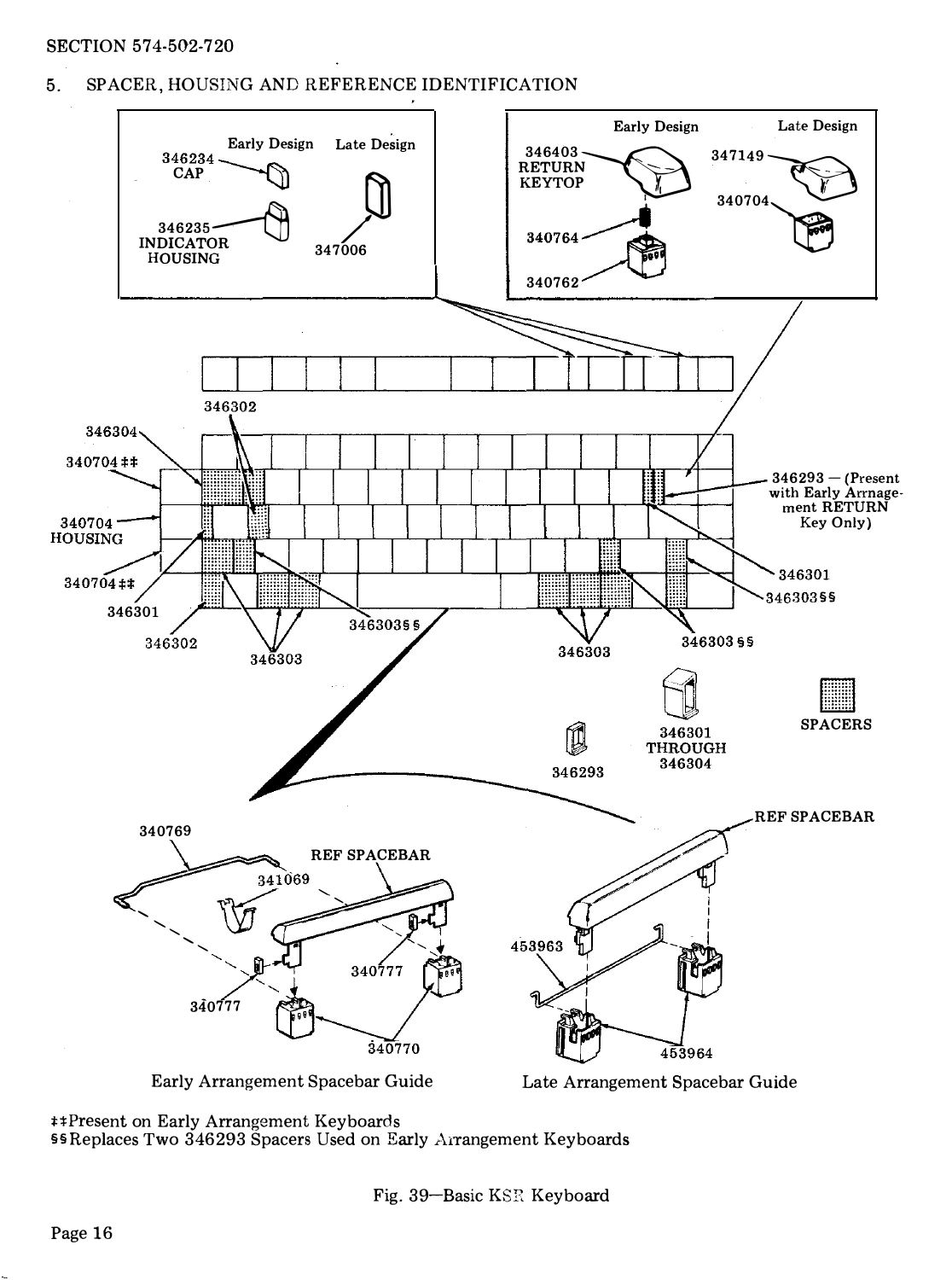## 5. SPACER, HOUSING AND REFERENCE IDENTIFICATION

Early Design | Late Design

346234 CAP

346235 INDICATOR HOUSING

347006

346403 RETURN KEYTOP

340764

340762

347149

340704

346302

346304

340704 ‡‡

340704 HOUSING

340704 ‡‡

346301

346302

346303

346303§§

346303

346303 §§

346293 — (Present with Early Arrangement RETURN Key Only)

346301

346303§§

346293

346301 THROUGH 346304

SPACERS

340769

REF SPACEBAR

341069

340777

340777

340770

Early Arrangement Spacebar Guide

REF SPACEBAR

453963

453964

Late Arrangement Spacebar Guide

‡‡Present on Early Arrangement Keyboards

§§Replaces Two 346293 Spacers Used on Early Arrangement Keyboards

Fig. 39—Basic KSR Keyboard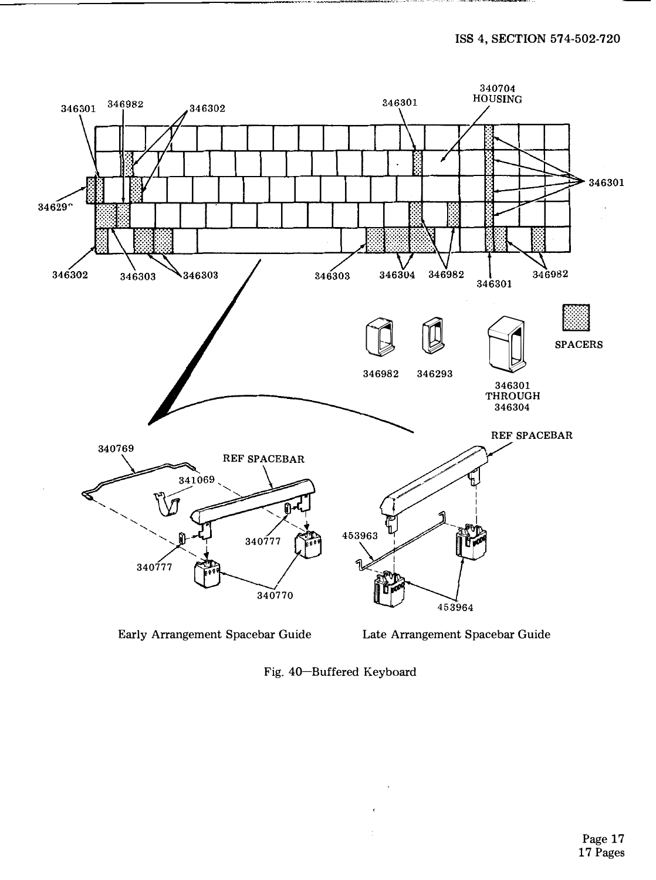346301 346982 346302 346301 340704 HOUSING

346301

346293

346302 346303 346303 346303 346304 346982 346301 346982

346982 346293 346301 THROUGH 346304 SPACERS

340769

REF SPACEBAR

341069

340777

340777

340770

REF SPACEBAR

453963

453964

Early Arrangement Spacebar Guide

Late Arrangement Spacebar Guide

Fig. 40—Buffered Keyboard